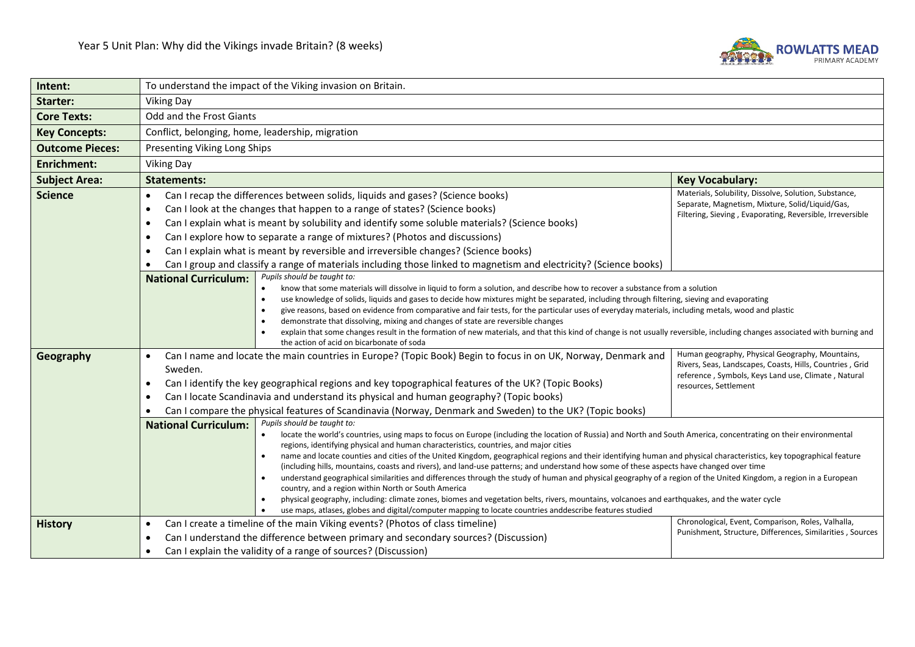# Year 5 Unit Plan: Why did the Vikings invade Britain? (8 weeks)

ROWLATTS MEAD PRIMARY ACADEMY

| **Intent:** | To understand the impact of the Viking invasion on Britain. | | |
|---|---|---|---|
| **Starter:** | Viking Day | | |
| **Core Texts:** | Odd and the Frost Giants | | |
| **Key Concepts:** | Conflict, belonging, home, leadership, migration | | |
| **Outcome Pieces:** | Presenting Viking Long Ships | | |
| **Enrichment:** | Viking Day | | |
| **Subject Area:** | **Statements:** | | **Key Vocabulary:** |
| **Science** | • Can I recap the differences between solids, liquids and gases? (Science books)<br>• Can I look at the changes that happen to a range of states? (Science books)<br>• Can I explain what is meant by solubility and identify some soluble materials? (Science books)<br>• Can I explore how to separate a range of mixtures? (Photos and discussions)<br>• Can I explain what is meant by reversible and irreversible changes? (Science books)<br>• Can I group and classify a range of materials including those linked to magnetism and electricity? (Science books) | | Materials, Solubility, Dissolve, Solution, Substance, Separate, Magnetism, Mixture, Solid/Liquid/Gas, Filtering, Sieving , Evaporating, Reversible, Irreversible |
| | **National Curriculum:** | *Pupils should be taught to:*<br>• know that some materials will dissolve in liquid to form a solution, and describe how to recover a substance from a solution<br>• use knowledge of solids, liquids and gases to decide how mixtures might be separated, including through filtering, sieving and evaporating<br>• give reasons, based on evidence from comparative and fair tests, for the particular uses of everyday materials, including metals, wood and plastic<br>• demonstrate that dissolving, mixing and changes of state are reversible changes<br>• explain that some changes result in the formation of new materials, and that this kind of change is not usually reversible, including changes associated with burning and the action of acid on bicarbonate of soda | |
| **Geography** | • Can I name and locate the main countries in Europe? (Topic Book) Begin to focus in on UK, Norway, Denmark and Sweden.<br>• Can I identify the key geographical regions and key topographical features of the UK? (Topic Books)<br>• Can I locate Scandinavia and understand its physical and human geography? (Topic Books)<br>• Can I compare the physical features of Scandinavia (Norway, Denmark and Sweden) to the UK? (Topic books) | | Human geography, Physical Geography, Mountains, Rivers, Seas, Landscapes, Coasts, Hills, Countries , Grid reference , Symbols, Keys Land use, Climate , Natural resources, Settlement |
| | **National Curriculum:** | *Pupils should be taught to:*<br>• locate the world's countries, using maps to focus on Europe (including the location of Russia) and North and South America, concentrating on their environmental regions, identifying physical and human characteristics, countries, and major cities<br>• name and locate counties and cities of the United Kingdom, geographical regions and their identifying human and physical characteristics, key topographical feature (including hills, mountains, coasts and rivers), and land-use patterns; and understand how some of these aspects have changed over time<br>• understand geographical similarities and differences through the study of human and physical geography of a region of the United Kingdom, a region in a European country, and a region within North or South America<br>• physical geography, including: climate zones, biomes and vegetation belts, rivers, mountains, volcanoes and earthquakes, and the water cycle<br>• use maps, atlases, globes and digital/computer mapping to locate countries anddescribe features studied | |
| **History** | • Can I create a timeline of the main Viking events? (Photos of class timeline)<br>• Can I understand the difference between primary and secondary sources? (Discussion)<br>• Can I explain the validity of a range of sources? (Discussion) | | Chronological, Event, Comparison, Roles, Valhalla, Punishment, Structure, Differences, Similarities , Sources |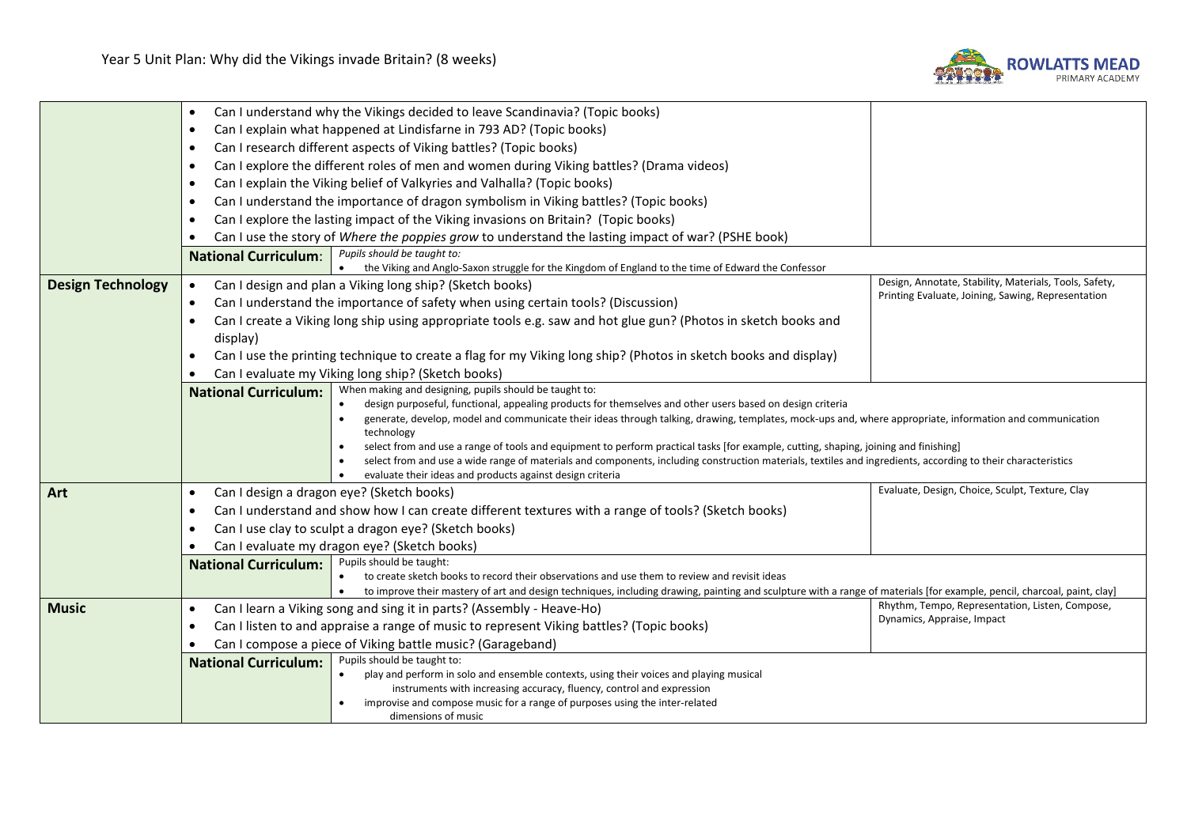Year 5 Unit Plan: Why did the Vikings invade Britain? (8 weeks)

| Subject | Learning Objectives | Vocabulary |
|---|---|---|
| | • Can I understand why the Vikings decided to leave Scandinavia? (Topic books)<br>• Can I explain what happened at Lindisfarne in 793 AD? (Topic books)<br>• Can I research different aspects of Viking battles? (Topic books)<br>• Can I explore the different roles of men and women during Viking battles? (Drama videos)<br>• Can I explain the Viking belief of Valkyries and Valhalla? (Topic books)<br>• Can I understand the importance of dragon symbolism in Viking battles? (Topic books)<br>• Can I explore the lasting impact of the Viking invasions on Britain? (Topic books)<br>• Can I use the story of *Where the poppies grow* to understand the lasting impact of war? (PSHE book) | |
| | **National Curriculum**: *Pupils should be taught to:*<br>• the Viking and Anglo-Saxon struggle for the Kingdom of England to the time of Edward the Confessor | |
| **Design Technology** | • Can I design and plan a Viking long ship? (Sketch books)<br>• Can I understand the importance of safety when using certain tools? (Discussion)<br>• Can I create a Viking long ship using appropriate tools e.g. saw and hot glue gun? (Photos in sketch books and display)<br>• Can I use the printing technique to create a flag for my Viking long ship? (Photos in sketch books and display)<br>• Can I evaluate my Viking long ship? (Sketch books) | Design, Annotate, Stability, Materials, Tools, Safety, Printing Evaluate, Joining, Sawing, Representation |
| | **National Curriculum:** When making and designing, pupils should be taught to:<br>• design purposeful, functional, appealing products for themselves and other users based on design criteria<br>• generate, develop, model and communicate their ideas through talking, drawing, templates, mock-ups and, where appropriate, information and communication technology<br>• select from and use a range of tools and equipment to perform practical tasks [for example, cutting, shaping, joining and finishing]<br>• select from and use a wide range of materials and components, including construction materials, textiles and ingredients, according to their characteristics<br>• evaluate their ideas and products against design criteria | |
| **Art** | • Can I design a dragon eye? (Sketch books)<br>• Can I understand and show how I can create different textures with a range of tools? (Sketch books)<br>• Can I use clay to sculpt a dragon eye? (Sketch books)<br>• Can I evaluate my dragon eye? (Sketch books) | Evaluate, Design, Choice, Sculpt, Texture, Clay |
| | **National Curriculum:** Pupils should be taught:<br>• to create sketch books to record their observations and use them to review and revisit ideas<br>• to improve their mastery of art and design techniques, including drawing, painting and sculpture with a range of materials [for example, pencil, charcoal, paint, clay] | |
| **Music** | • Can I learn a Viking song and sing it in parts? (Assembly - Heave-Ho)<br>• Can I listen to and appraise a range of music to represent Viking battles? (Topic books)<br>• Can I compose a piece of Viking battle music? (Garageband) | Rhythm, Tempo, Representation, Listen, Compose, Dynamics, Appraise, Impact |
| | **National Curriculum:** Pupils should be taught to:<br>• play and perform in solo and ensemble contexts, using their voices and playing musical instruments with increasing accuracy, fluency, control and expression<br>• improvise and compose music for a range of purposes using the inter-related dimensions of music | |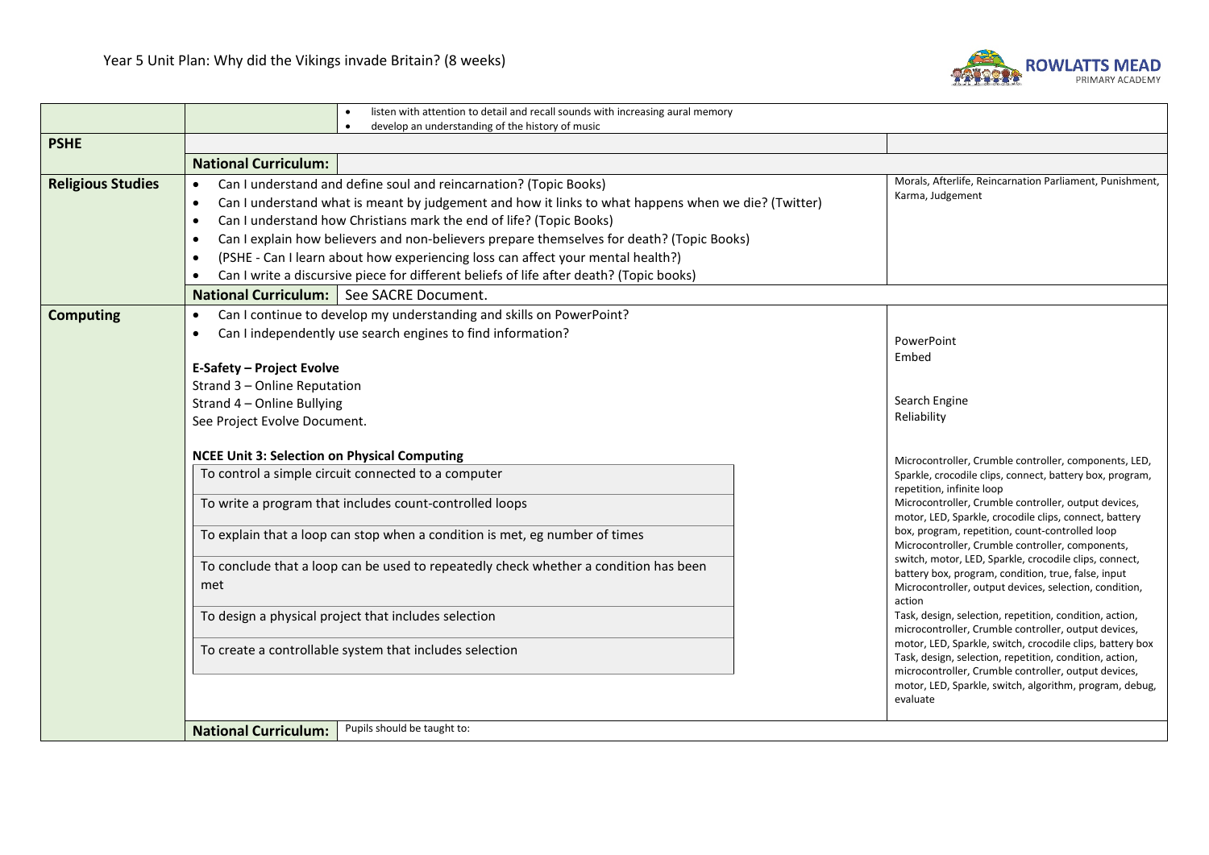# Year 5 Unit Plan: Why did the Vikings invade Britain? (8 weeks)

| | | |
|---|---|---|
| | • listen with attention to detail and recall sounds with increasing aural memory<br>• develop an understanding of the history of music | |
| **PSHE** | | |
| | **National Curriculum:** | |
| **Religious Studies** | • Can I understand and define soul and reincarnation? (Topic Books)<br>• Can I understand what is meant by judgement and how it links to what happens when we die? (Twitter)<br>• Can I understand how Christians mark the end of life? (Topic Books)<br>• Can I explain how believers and non-believers prepare themselves for death? (Topic Books)<br>• (PSHE - Can I learn about how experiencing loss can affect your mental health?)<br>• Can I write a discursive piece for different beliefs of life after death? (Topic books) | Morals, Afterlife, Reincarnation Parliament, Punishment, Karma, Judgement |
| | **National Curriculum:** See SACRE Document. | |
| **Computing** | • Can I continue to develop my understanding and skills on PowerPoint?<br>• Can I independently use search engines to find information?<br><br>**E-Safety – Project Evolve**<br>Strand 3 – Online Reputation<br>Strand 4 – Online Bullying<br>See Project Evolve Document.<br><br>**NCEE Unit 3: Selection on Physical Computing**<br>To control a simple circuit connected to a computer<br>To write a program that includes count-controlled loops<br>To explain that a loop can stop when a condition is met, eg number of times<br>To conclude that a loop can be used to repeatedly check whether a condition has been met<br>To design a physical project that includes selection<br>To create a controllable system that includes selection | PowerPoint<br>Embed<br><br>Search Engine<br>Reliability<br><br>Microcontroller, Crumble controller, components, LED, Sparkle, crocodile clips, connect, battery box, program, repetition, infinite loop<br>Microcontroller, Crumble controller, output devices, motor, LED, Sparkle, crocodile clips, connect, battery box, program, repetition, count-controlled loop<br>Microcontroller, Crumble controller, components, switch, motor, LED, Sparkle, crocodile clips, connect, battery box, program, condition, true, false, input<br>Microcontroller, output devices, selection, condition, action<br>Task, design, selection, repetition, condition, action, microcontroller, Crumble controller, output devices, motor, LED, Sparkle, switch, crocodile clips, battery box<br>Task, design, selection, repetition, condition, action, microcontroller, Crumble controller, output devices, motor, LED, Sparkle, switch, algorithm, program, debug, evaluate |
| | **National Curriculum:** Pupils should be taught to: | |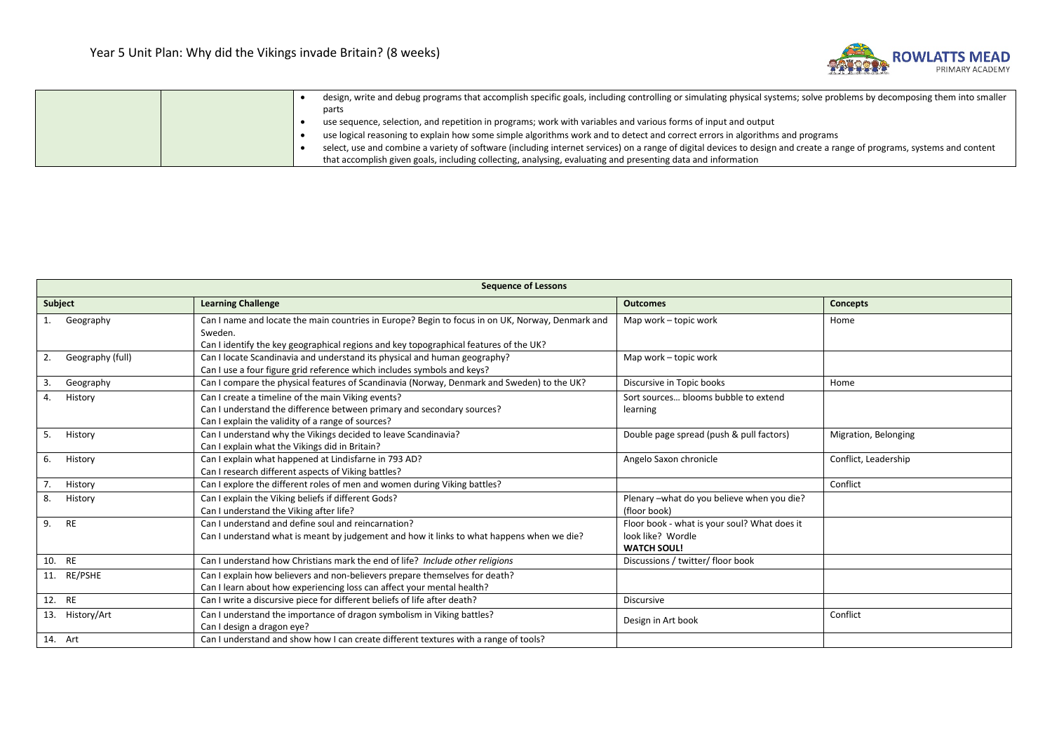# Year 5 Unit Plan: Why did the Vikings invade Britain? (8 weeks)

| | | |
|---|---|---|
| | | <ul><li>design, write and debug programs that accomplish specific goals, including controlling or simulating physical systems; solve problems by decomposing them into smaller parts</li><li>use sequence, selection, and repetition in programs; work with variables and various forms of input and output</li><li>use logical reasoning to explain how some simple algorithms work and to detect and correct errors in algorithms and programs</li><li>select, use and combine a variety of software (including internet services) on a range of digital devices to design and create a range of programs, systems and content that accomplish given goals, including collecting, analysing, evaluating and presenting data and information</li></ul> |

| **Sequence of Lessons** | | | |
|---|---|---|---|
| **Subject** | **Learning Challenge** | **Outcomes** | **Concepts** |
| 1. Geography | Can I name and locate the main countries in Europe? Begin to focus in on UK, Norway, Denmark and Sweden.<br>Can I identify the key geographical regions and key topographical features of the UK? | Map work – topic work | Home |
| 2. Geography (full) | Can I locate Scandinavia and understand its physical and human geography?<br>Can I use a four figure grid reference which includes symbols and keys? | Map work – topic work | |
| 3. Geography | Can I compare the physical features of Scandinavia (Norway, Denmark and Sweden) to the UK? | Discursive in Topic books | Home |
| 4. History | Can I create a timeline of the main Viking events?<br>Can I understand the difference between primary and secondary sources?<br>Can I explain the validity of a range of sources? | Sort sources… blooms bubble to extend learning | |
| 5. History | Can I understand why the Vikings decided to leave Scandinavia?<br>Can I explain what the Vikings did in Britain? | Double page spread (push & pull factors) | Migration, Belonging |
| 6. History | Can I explain what happened at Lindisfarne in 793 AD?<br>Can I research different aspects of Viking battles? | Angelo Saxon chronicle | Conflict, Leadership |
| 7. History | Can I explore the different roles of men and women during Viking battles? | | Conflict |
| 8. History | Can I explain the Viking beliefs if different Gods?<br>Can I understand the Viking after life? | Plenary –what do you believe when you die? (floor book) | |
| 9. RE | Can I understand and define soul and reincarnation?<br>Can I understand what is meant by judgement and how it links to what happens when we die? | Floor book - what is your soul? What does it look like? Wordle<br>**WATCH SOUL!** | |
| 10. RE | Can I understand how Christians mark the end of life? *Include other religions* | Discussions / twitter/ floor book | |
| 11. RE/PSHE | Can I explain how believers and non-believers prepare themselves for death?<br>Can I learn about how experiencing loss can affect your mental health? | | |
| 12. RE | Can I write a discursive piece for different beliefs of life after death? | Discursive | |
| 13. History/Art | Can I understand the importance of dragon symbolism in Viking battles?<br>Can I design a dragon eye? | Design in Art book | Conflict |
| 14. Art | Can I understand and show how I can create different textures with a range of tools? | | |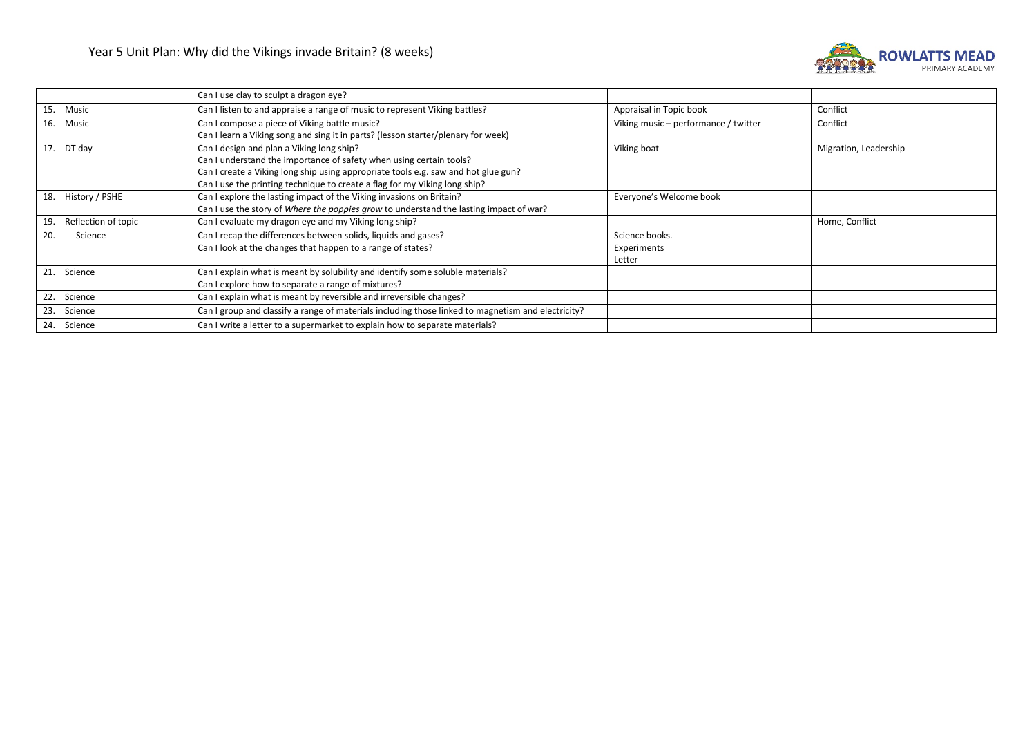# Year 5 Unit Plan: Why did the Vikings invade Britain? (8 weeks)

| | | | |
|---|---|---|---|
| | Can I use clay to sculpt a dragon eye? | | |
| 15. Music | Can I listen to and appraise a range of music to represent Viking battles? | Appraisal in Topic book | Conflict |
| 16. Music | Can I compose a piece of Viking battle music?<br>Can I learn a Viking song and sing it in parts? (lesson starter/plenary for week) | Viking music – performance / twitter | Conflict |
| 17. DT day | Can I design and plan a Viking long ship?<br>Can I understand the importance of safety when using certain tools?<br>Can I create a Viking long ship using appropriate tools e.g. saw and hot glue gun?<br>Can I use the printing technique to create a flag for my Viking long ship? | Viking boat | Migration, Leadership |
| 18. History / PSHE | Can I explore the lasting impact of the Viking invasions on Britain?<br>Can I use the story of *Where the poppies grow* to understand the lasting impact of war? | Everyone's Welcome book | |
| 19. Reflection of topic | Can I evaluate my dragon eye and my Viking long ship? | | Home, Conflict |
| 20. Science | Can I recap the differences between solids, liquids and gases?<br>Can I look at the changes that happen to a range of states? | Science books.<br>Experiments<br>Letter | |
| 21. Science | Can I explain what is meant by solubility and identify some soluble materials?<br>Can I explore how to separate a range of mixtures? | | |
| 22. Science | Can I explain what is meant by reversible and irreversible changes? | | |
| 23. Science | Can I group and classify a range of materials including those linked to magnetism and electricity? | | |
| 24. Science | Can I write a letter to a supermarket to explain how to separate materials? | | |